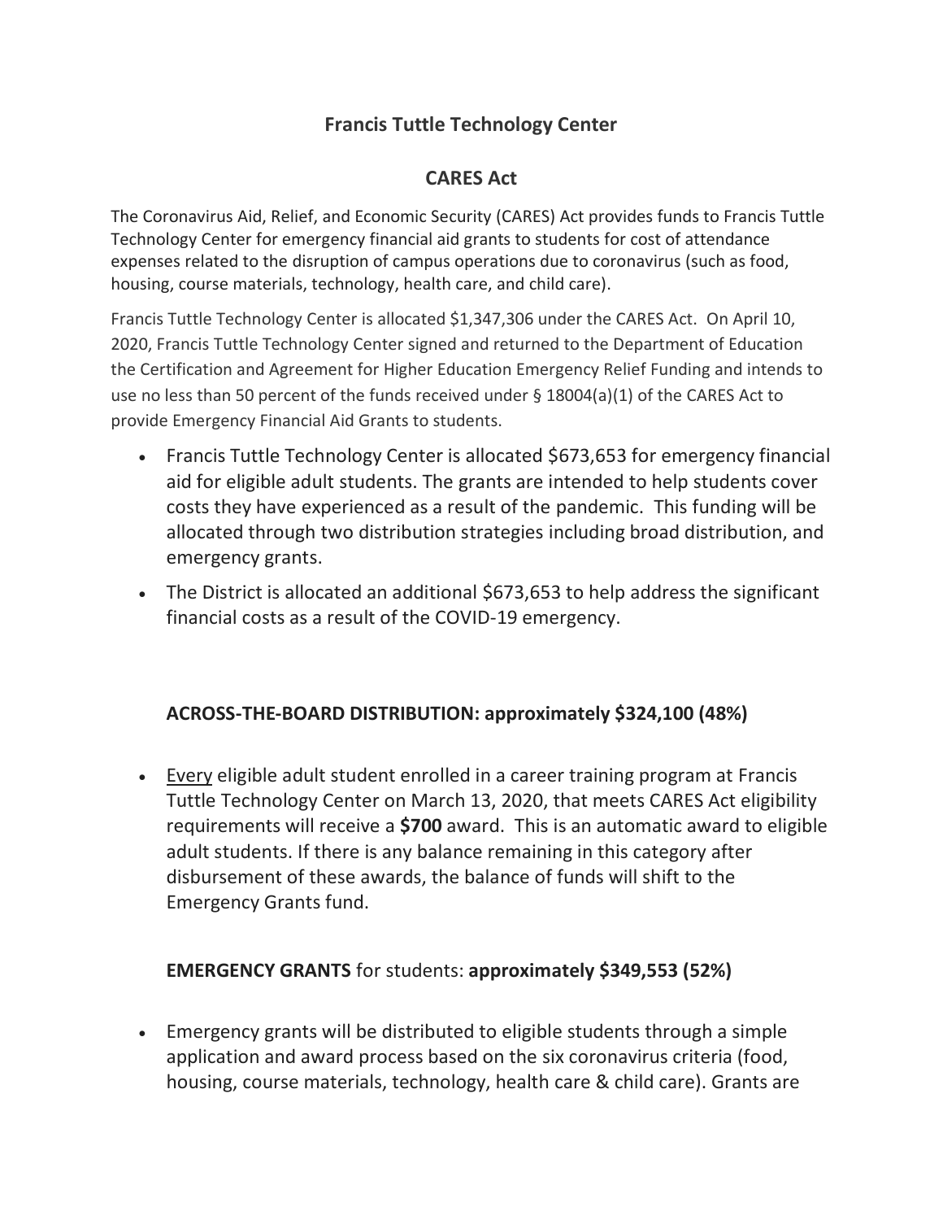# Francis Tuttle Technology Center

## CARES Act

The Coronavirus Aid, Relief, and Economic Security (CARES) Act provides funds to Francis Tuttle Technology Center for emergency financial aid grants to students for cost of attendance expenses related to the disruption of campus operations due to coronavirus (such as food, housing, course materials, technology, health care, and child care).

Francis Tuttle Technology Center is allocated $1,347,306 under the CARES Act. On April 10, 2020, Francis Tuttle Technology Center signed and returned to the Department of Education the Certification and Agreement for Higher Education Emergency Relief Funding and intends to use no less than 50 percent of the funds received under § 18004(a)(1) of the CARES Act to provide Emergency Financial Aid Grants to students.

- Francis Tuttle Technology Center is allocated $673,653 for emergency financial aid for eligible adult students. The grants are intended to help students cover costs they have experienced as a result of the pandemic. This funding will be allocated through two distribution strategies including broad distribution, and emergency grants.
- The District is allocated an additional $673,653 to help address the significant financial costs as a result of the COVID-19 emergency.

### ACROSS-THE-BOARD DISTRIBUTION: approximately $324,100 (48%)

- Every eligible adult student enrolled in a career training program at Francis Tuttle Technology Center on March 13, 2020, that meets CARES Act eligibility requirements will receive a **$700** award. This is an automatic award to eligible adult students. If there is any balance remaining in this category after disbursement of these awards, the balance of funds will shift to the Emergency Grants fund.

### EMERGENCY GRANTS for students: approximately $349,553 (52%)

- Emergency grants will be distributed to eligible students through a simple application and award process based on the six coronavirus criteria (food, housing, course materials, technology, health care & child care). Grants are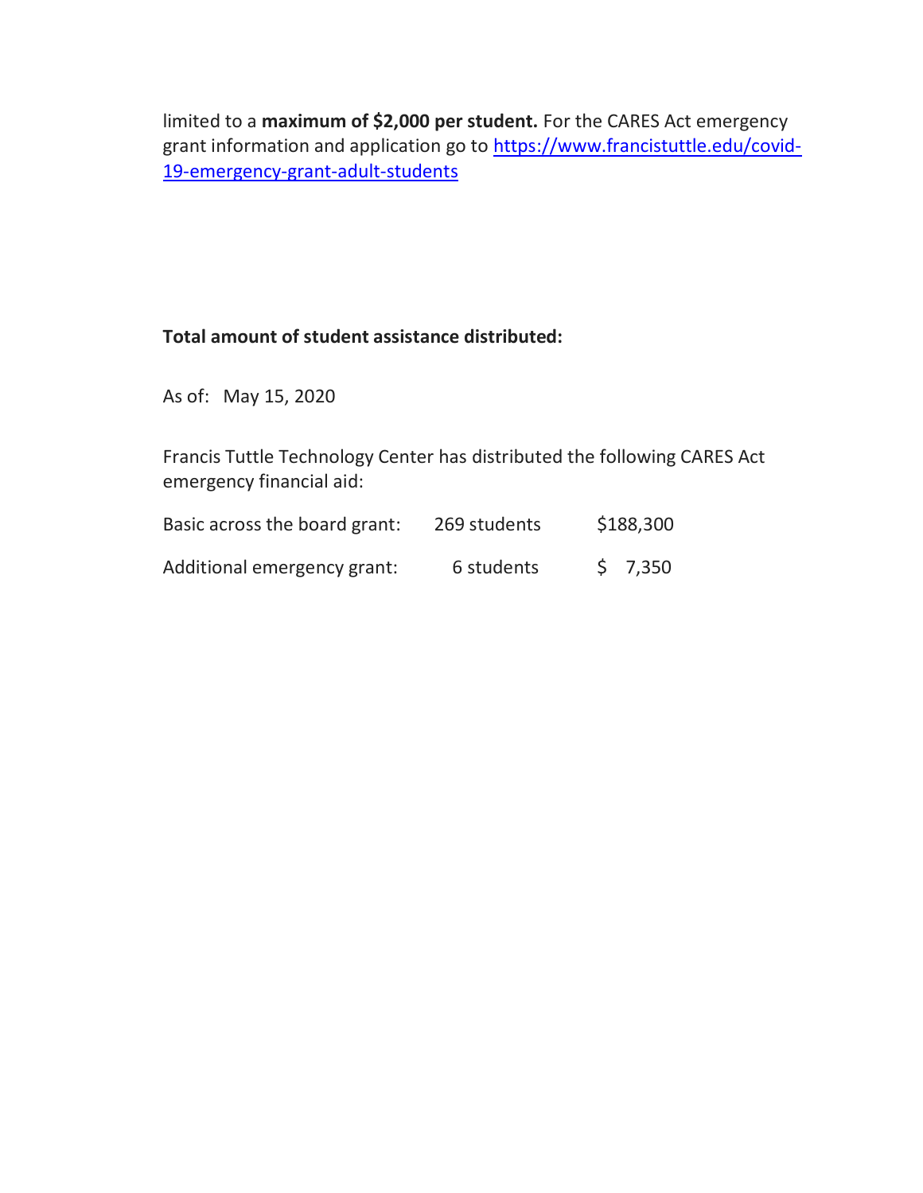limited to a **maximum of $2,000 per student.** For the CARES Act emergency grant information and application go to [https://www.francistuttle.edu/covid-19-emergency-grant-adult-students](https://www.francistuttle.edu/covid-19-emergency-grant-adult-students)

**Total amount of student assistance distributed:**

As of: May 15, 2020

Francis Tuttle Technology Center has distributed the following CARES Act emergency financial aid:

| | | |
|---|---|---|
| Basic across the board grant: | 269 students | $188,300 |
| Additional emergency grant: | 6 students | $ 7,350 |